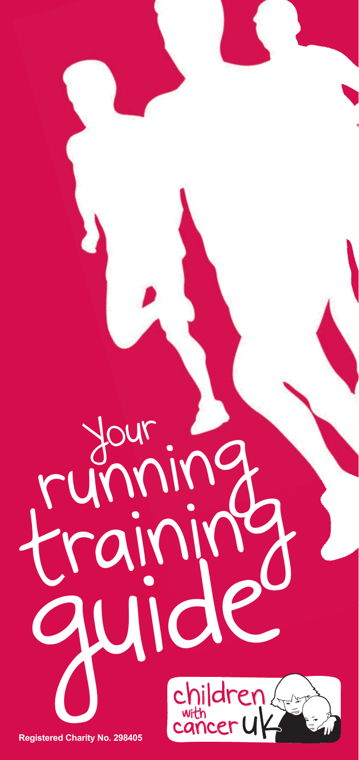# your running training guide

children with cancer UK

**Registered Charity No. 298405**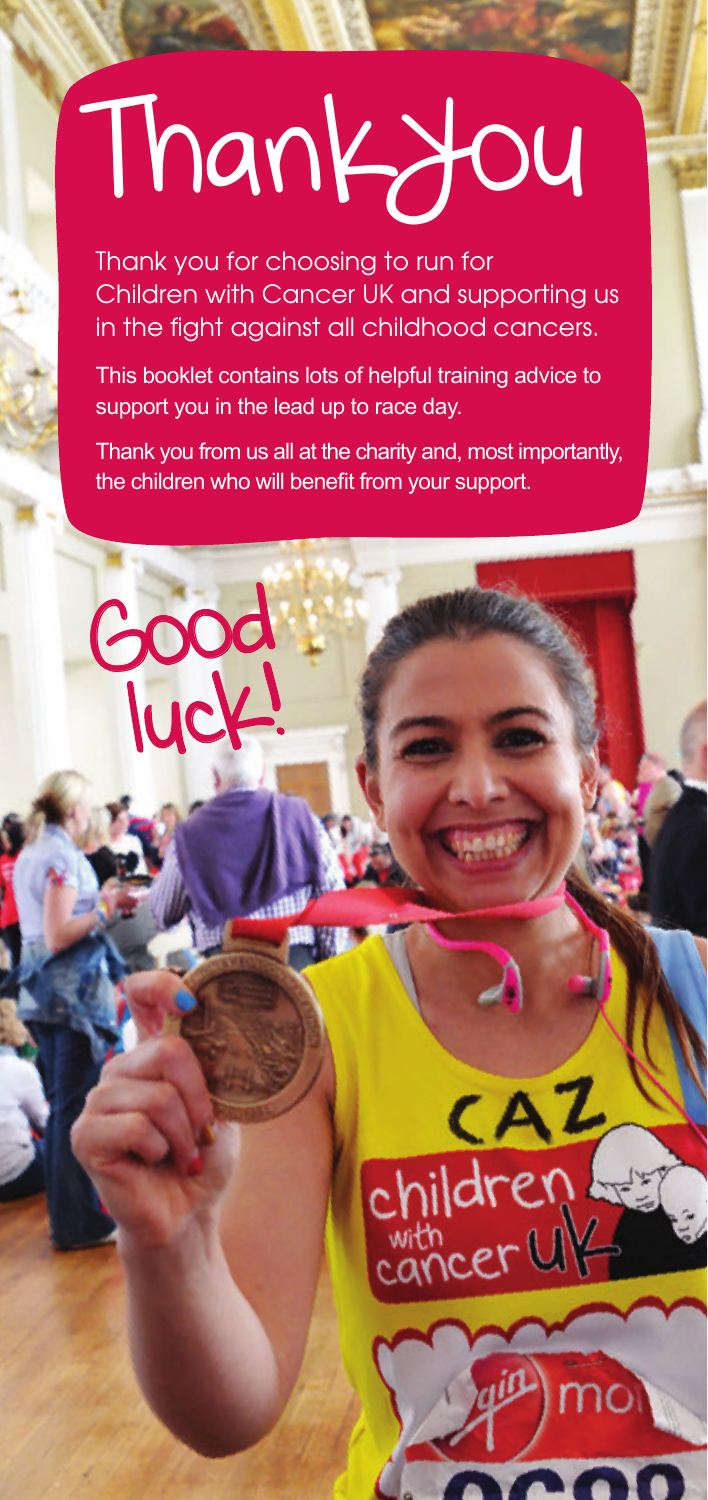# Thank You

Thank you for choosing to run for Children with Cancer UK and supporting us in the fight against all childhood cancers.

This booklet contains lots of helpful training advice to support you in the lead up to race day.

Thank you from us all at the charity and, most importantly, the children who will benefit from your support.

Good luck!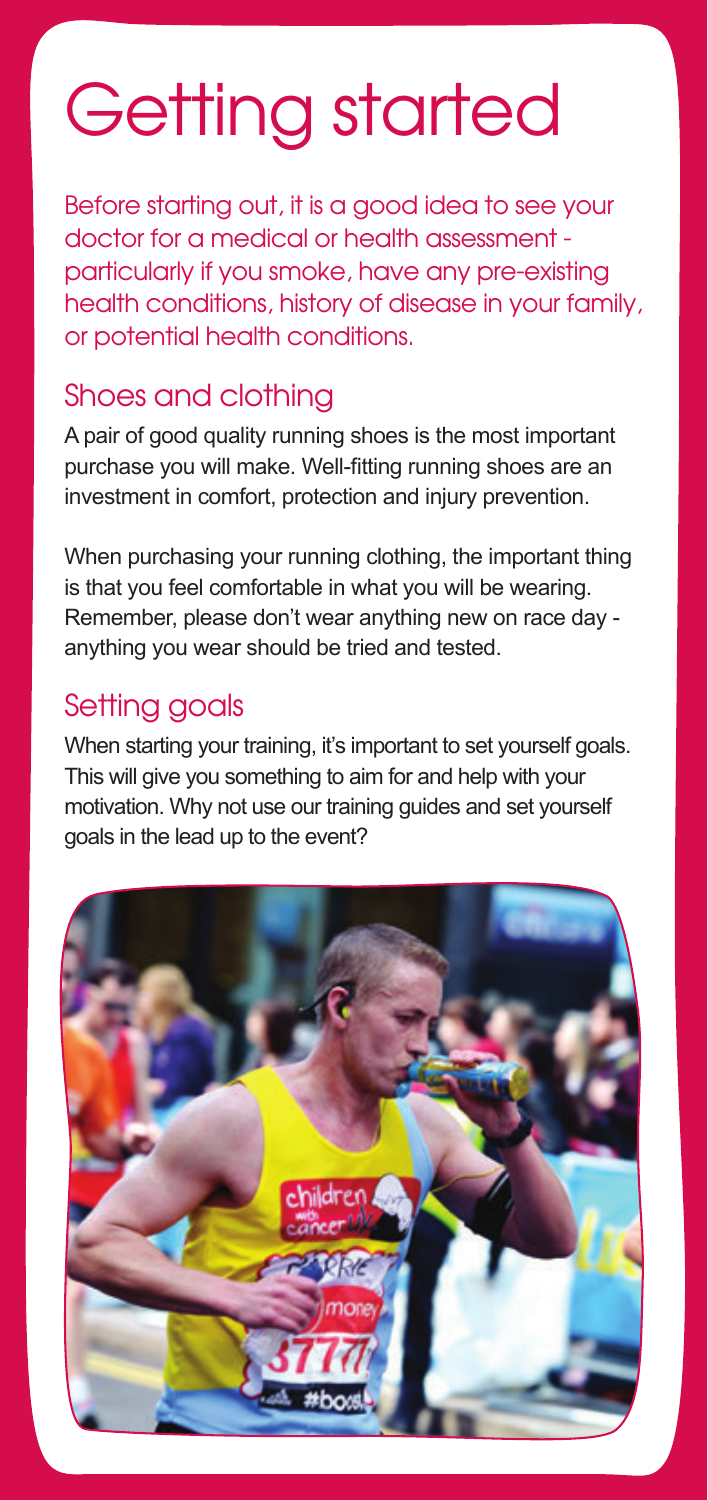# Getting started

Before starting out, it is a good idea to see your doctor for a medical or health assessment - particularly if you smoke, have any pre-existing health conditions, history of disease in your family, or potential health conditions.

## Shoes and clothing

A pair of good quality running shoes is the most important purchase you will make. Well-fitting running shoes are an investment in comfort, protection and injury prevention.

When purchasing your running clothing, the important thing is that you feel comfortable in what you will be wearing. Remember, please don't wear anything new on race day - anything you wear should be tried and tested.

## Setting goals

When starting your training, it's important to set yourself goals. This will give you something to aim for and help with your motivation. Why not use our training guides and set yourself goals in the lead up to the event?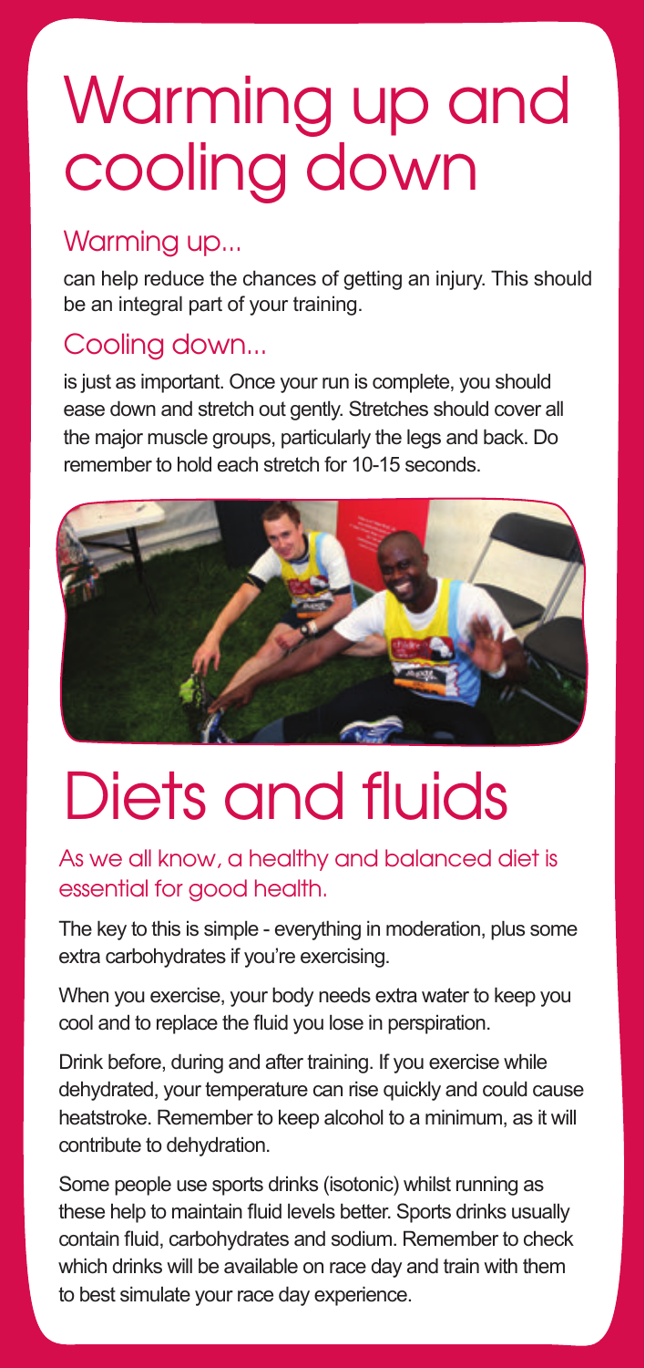# Warming up and cooling down

## Warming up...

can help reduce the chances of getting an injury. This should be an integral part of your training.

## Cooling down...

is just as important. Once your run is complete, you should ease down and stretch out gently. Stretches should cover all the major muscle groups, particularly the legs and back. Do remember to hold each stretch for 10-15 seconds.

# Diets and fluids

## As we all know, a healthy and balanced diet is essential for good health.

The key to this is simple - everything in moderation, plus some extra carbohydrates if you're exercising.

When you exercise, your body needs extra water to keep you cool and to replace the fluid you lose in perspiration.

Drink before, during and after training. If you exercise while dehydrated, your temperature can rise quickly and could cause heatstroke. Remember to keep alcohol to a minimum, as it will contribute to dehydration.

Some people use sports drinks (isotonic) whilst running as these help to maintain fluid levels better. Sports drinks usually contain fluid, carbohydrates and sodium. Remember to check which drinks will be available on race day and train with them to best simulate your race day experience.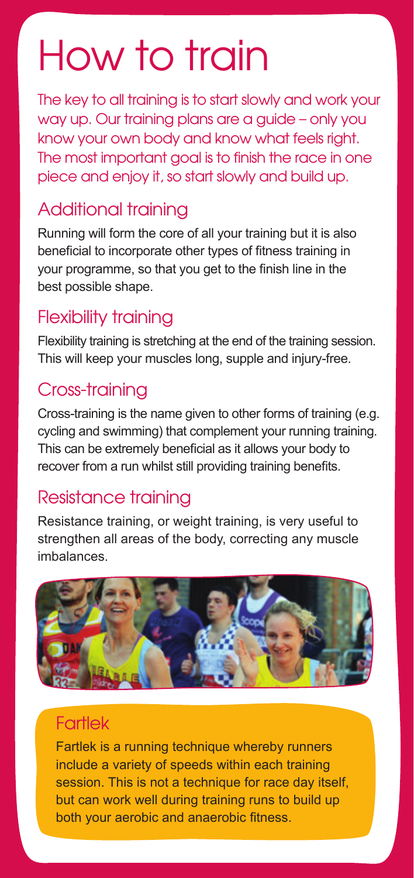# How to train

The key to all training is to start slowly and work your way up. Our training plans are a guide – only you know your own body and know what feels right. The most important goal is to finish the race in one piece and enjoy it, so start slowly and build up.

## Additional training

Running will form the core of all your training but it is also beneficial to incorporate other types of fitness training in your programme, so that you get to the finish line in the best possible shape.

## Flexibility training

Flexibility training is stretching at the end of the training session. This will keep your muscles long, supple and injury-free.

## Cross-training

Cross-training is the name given to other forms of training (e.g. cycling and swimming) that complement your running training. This can be extremely beneficial as it allows your body to recover from a run whilst still providing training benefits.

## Resistance training

Resistance training, or weight training, is very useful to strengthen all areas of the body, correcting any muscle imbalances.

## Fartlek

Fartlek is a running technique whereby runners include a variety of speeds within each training session. This is not a technique for race day itself, but can work well during training runs to build up both your aerobic and anaerobic fitness.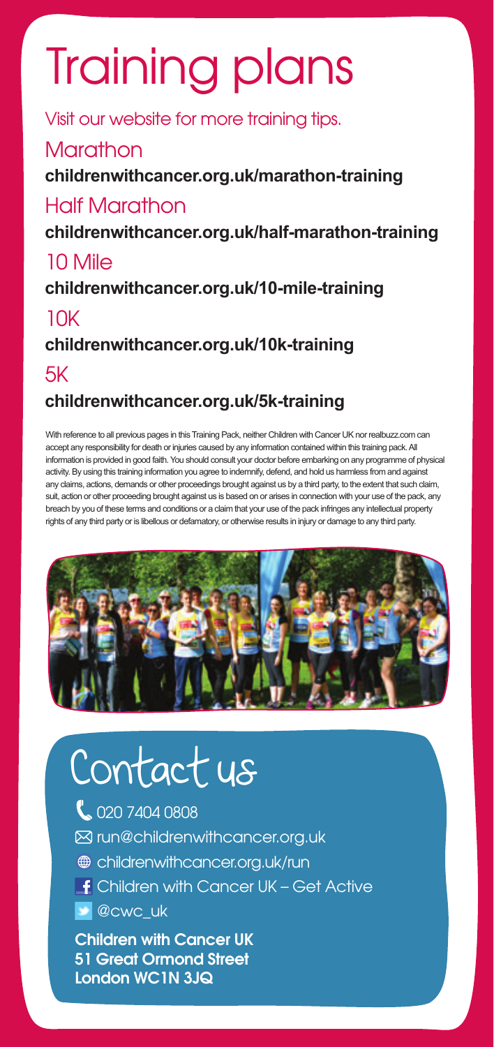# Training plans

Visit our website for more training tips.

## Marathon

**childrenwithcancer.org.uk/marathon-training**

## Half Marathon

**childrenwithcancer.org.uk/half-marathon-training**

## 10 Mile

**childrenwithcancer.org.uk/10-mile-training**

## 10K

**childrenwithcancer.org.uk/10k-training**

## 5K

**childrenwithcancer.org.uk/5k-training**

With reference to all previous pages in this Training Pack, neither Children with Cancer UK nor realbuzz.com can accept any responsibility for death or injuries caused by any information contained within this training pack. All information is provided in good faith. You should consult your doctor before embarking on any programme of physical activity. By using this training information you agree to indemnify, defend, and hold us harmless from and against any claims, actions, demands or other proceedings brought against us by a third party, to the extent that such claim, suit, action or other proceeding brought against us is based on or arises in connection with your use of the pack, any breach by you of these terms and conditions or a claim that your use of the pack infringes any intellectual property rights of any third party or is libellous or defamatory, or otherwise results in injury or damage to any third party.

# Contact us

020 7404 0808

run@childrenwithcancer.org.uk

childrenwithcancer.org.uk/run

Children with Cancer UK – Get Active

@cwc_uk

**Children with Cancer UK**
**51 Great Ormond Street**
**London WC1N 3JQ**